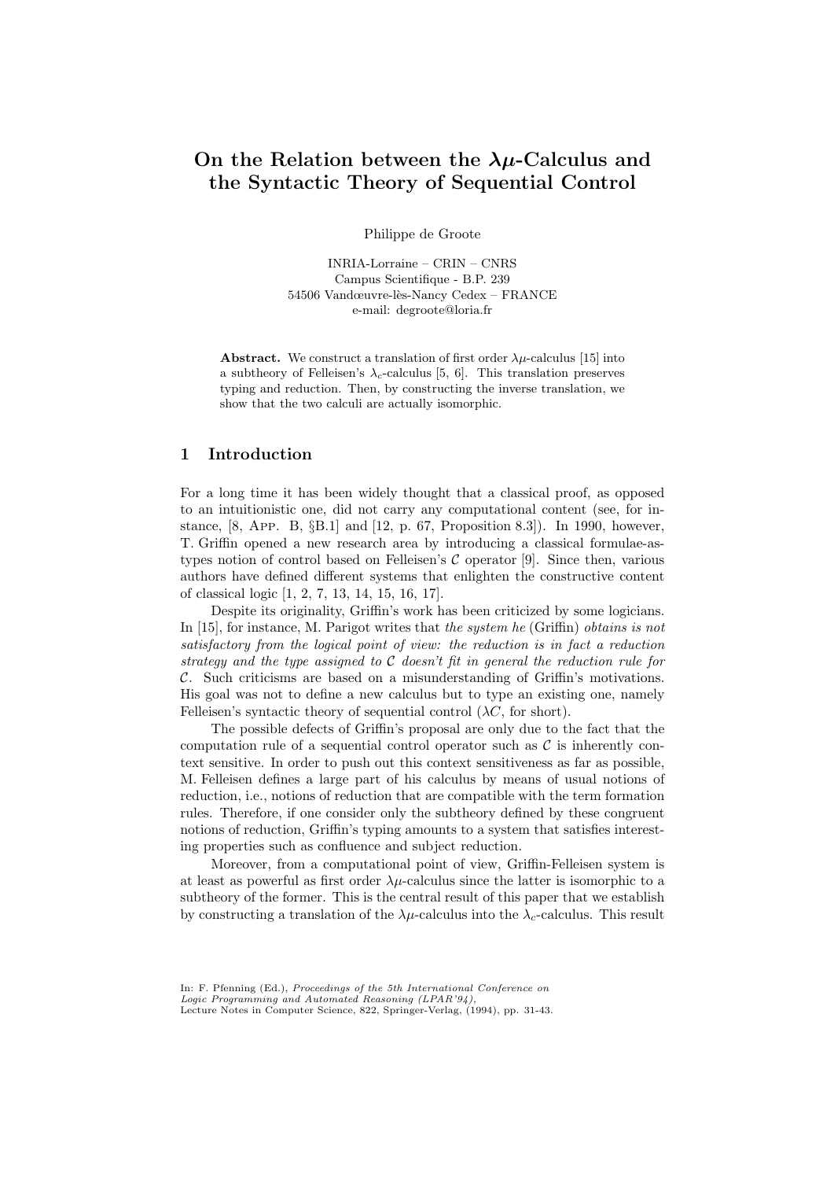# On the Relation between the $\lambda\mu$-Calculus and the Syntactic Theory of Sequential Control

Philippe de Groote

INRIA-Lorraine – CRIN – CNRS
Campus Scientifique - B.P. 239
54506 Vandœuvre-lès-Nancy Cedex – FRANCE
e-mail: degroote@loria.fr

**Abstract.** We construct a translation of first order $\lambda\mu$-calculus [15] into a subtheory of Felleisen's $\lambda_c$-calculus [5, 6]. This translation preserves typing and reduction. Then, by constructing the inverse translation, we show that the two calculi are actually isomorphic.

## 1 Introduction

For a long time it has been widely thought that a classical proof, as opposed to an intuitionistic one, did not carry any computational content (see, for instance, [8, App. B, §B.1] and [12, p. 67, Proposition 8.3]). In 1990, however, T. Griffin opened a new research area by introducing a classical formulae-as-types notion of control based on Felleisen's $\mathcal{C}$ operator [9]. Since then, various authors have defined different systems that enlighten the constructive content of classical logic [1, 2, 7, 13, 14, 15, 16, 17].

Despite its originality, Griffin's work has been criticized by some logicians. In [15], for instance, M. Parigot writes that *the system he* (Griffin) *obtains is not satisfactory from the logical point of view: the reduction is in fact a reduction strategy and the type assigned to $\mathcal{C}$ doesn't fit in general the reduction rule for $\mathcal{C}$*. Such criticisms are based on a misunderstanding of Griffin's motivations. His goal was not to define a new calculus but to type an existing one, namely Felleisen's syntactic theory of sequential control ($\lambda C$, for short).

The possible defects of Griffin's proposal are only due to the fact that the computation rule of a sequential control operator such as $\mathcal{C}$ is inherently context sensitive. In order to push out this context sensitiveness as far as possible, M. Felleisen defines a large part of his calculus by means of usual notions of reduction, i.e., notions of reduction that are compatible with the term formation rules. Therefore, if one consider only the subtheory defined by these congruent notions of reduction, Griffin's typing amounts to a system that satisfies interesting properties such as confluence and subject reduction.

Moreover, from a computational point of view, Griffin-Felleisen system is at least as powerful as first order $\lambda\mu$-calculus since the latter is isomorphic to a subtheory of the former. This is the central result of this paper that we establish by constructing a translation of the $\lambda\mu$-calculus into the $\lambda_c$-calculus. This result

In: F. Pfenning (Ed.), *Proceedings of the 5th International Conference on Logic Programming and Automated Reasoning (LPAR'94)*,
Lecture Notes in Computer Science, 822, Springer-Verlag, (1994), pp. 31-43.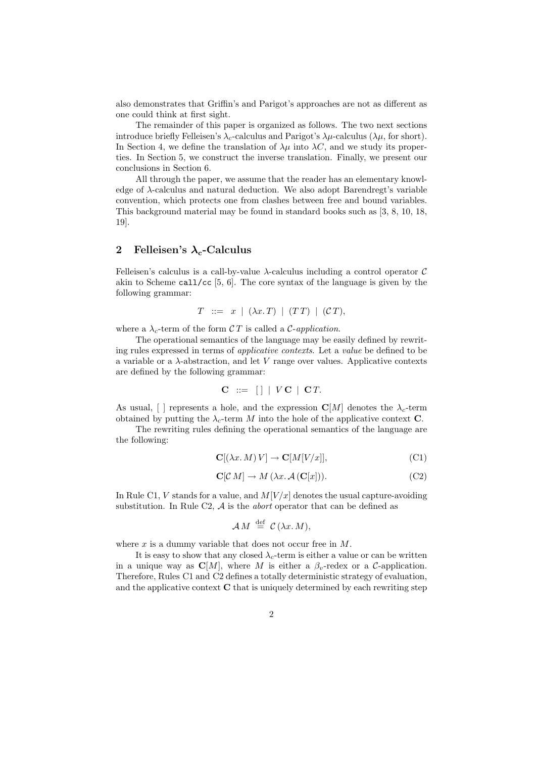also demonstrates that Griffin's and Parigot's approaches are not as different as one could think at first sight.

The remainder of this paper is organized as follows. The two next sections introduce briefly Felleisen's $\lambda_c$-calculus and Parigot's $\lambda\mu$-calculus ($\lambda\mu$, for short). In Section 4, we define the translation of $\lambda\mu$ into $\lambda C$, and we study its properties. In Section 5, we construct the inverse translation. Finally, we present our conclusions in Section 6.

All through the paper, we assume that the reader has an elementary knowledge of $\lambda$-calculus and natural deduction. We also adopt Barendregt's variable convention, which protects one from clashes between free and bound variables. This background material may be found in standard books such as [3, 8, 10, 18, 19].

## 2 Felleisen's $\boldsymbol{\lambda_c}$-Calculus

Felleisen's calculus is a call-by-value $\lambda$-calculus including a control operator $\mathcal{C}$ akin to Scheme `call/cc` [5, 6]. The core syntax of the language is given by the following grammar:

$$T \ ::= \ x \ | \ (\lambda x.\, T) \ | \ (T\, T) \ | \ (\mathcal{C}\, T),$$

where a $\lambda_c$-term of the form $\mathcal{C}\, T$ is called a *$\mathcal{C}$-application*.

The operational semantics of the language may be easily defined by rewriting rules expressed in terms of *applicative contexts*. Let a *value* be defined to be a variable or a $\lambda$-abstraction, and let $V$ range over values. Applicative contexts are defined by the following grammar:

$$\mathbf{C} \ ::= \ [\;] \ | \ V\,\mathbf{C} \ | \ \mathbf{C}\,T.$$

As usual, $[\;]$ represents a hole, and the expression $\mathbf{C}[M]$ denotes the $\lambda_c$-term obtained by putting the $\lambda_c$-term $M$ into the hole of the applicative context $\mathbf{C}$.

The rewriting rules defining the operational semantics of the language are the following:

$$\mathbf{C}[(\lambda x.\, M)\, V] \rightarrow \mathbf{C}[M[V/x]], \tag{C1}$$

$$\mathbf{C}[\mathcal{C}\, M] \rightarrow M\,(\lambda x.\, \mathcal{A}\,(\mathbf{C}[x])). \tag{C2}$$

In Rule C1, $V$ stands for a value, and $M[V/x]$ denotes the usual capture-avoiding substitution. In Rule C2, $\mathcal{A}$ is the *abort* operator that can be defined as

$$\mathcal{A}\, M \ \stackrel{\text{def}}{=} \ \mathcal{C}\,(\lambda x.\, M),$$

where $x$ is a dummy variable that does not occur free in $M$.

It is easy to show that any closed $\lambda_c$-term is either a value or can be written in a unique way as $\mathbf{C}[M]$, where $M$ is either a $\beta_v$-redex or a $\mathcal{C}$-application. Therefore, Rules C1 and C2 defines a totally deterministic strategy of evaluation, and the applicative context $\mathbf{C}$ that is uniquely determined by each rewriting step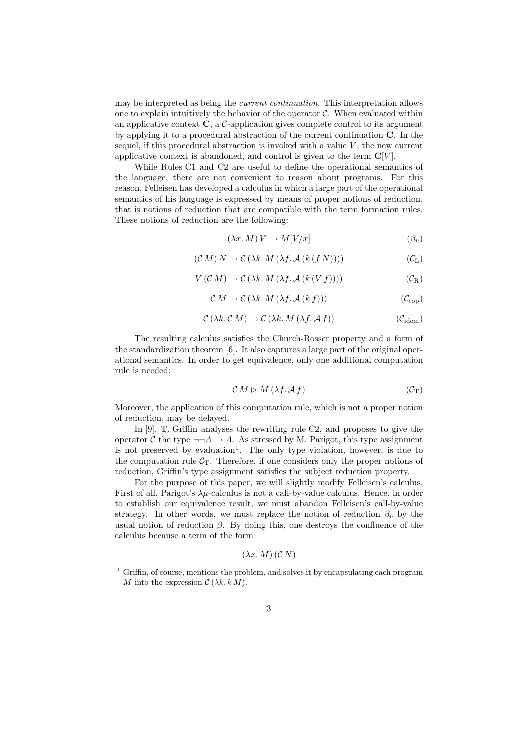may be interpreted as being the *current continuation*. This interpretation allows one to explain intuitively the behavior of the operator $\mathcal{C}$. When evaluated within an applicative context $\mathbf{C}$, a $\mathcal{C}$-application gives complete control to its argument by applying it to a procedural abstraction of the current continuation $\mathbf{C}$. In the sequel, if this procedural abstraction is invoked with a value $V$, the new current applicative context is abandoned, and control is given to the term $\mathbf{C}[V]$.

While Rules C1 and C2 are useful to define the operational semantics of the language, there are not convenient to reason about programs. For this reason, Felleisen has developed a calculus in which a large part of the operational semantics of his language is expressed by means of proper notions of reduction, that is notions of reduction that are compatible with the term formation rules. These notions of reduction are the following:

$$(\lambda x.\, M)\, V \rightarrow M[V/x] \qquad (\beta_v)$$

$$(\mathcal{C}\, M)\, N \rightarrow \mathcal{C}\,(\lambda k.\, M\,(\lambda f.\, \mathcal{A}\,(k\,(f\,N)))) \qquad (\mathcal{C}_{\mathrm{L}})$$

$$V\,(\mathcal{C}\, M) \rightarrow \mathcal{C}\,(\lambda k.\, M\,(\lambda f.\, \mathcal{A}\,(k\,(V\,f)))) \qquad (\mathcal{C}_{\mathrm{R}})$$

$$\mathcal{C}\, M \rightarrow \mathcal{C}\,(\lambda k.\, M\,(\lambda f.\, \mathcal{A}\,(k\,f))) \qquad (\mathcal{C}_{\mathrm{top}})$$

$$\mathcal{C}\,(\lambda k.\, \mathcal{C}\, M) \rightarrow \mathcal{C}\,(\lambda k.\, M\,(\lambda f.\, \mathcal{A}\,f)) \qquad (\mathcal{C}_{\mathrm{idem}})$$

The resulting calculus satisfies the Church-Rosser property and a form of the standardization theorem [6]. It also captures a large part of the original operational semantics. In order to get equivalence, only one additional computation rule is needed:

$$\mathcal{C}\, M \rhd M\,(\lambda f.\, \mathcal{A}\, f) \qquad (\mathcal{C}_{\mathrm{T}})$$

Moreover, the application of this computation rule, which is not a proper notion of reduction, may be delayed.

In [9], T. Griffin analyses the rewriting rule C2, and proposes to give the operator $\mathcal{C}$ the type $\neg\neg A \rightarrow A$. As stressed by M. Parigot, this type assignment is not preserved by evaluation[1]. The only type violation, however, is due to the computation rule $\mathcal{C}_{\mathrm{T}}$. Therefore, if one considers only the proper notions of reduction, Griffin's type assignment satisfies the subject reduction property.

For the purpose of this paper, we will slightly modify Felleisen's calculus. First of all, Parigot's $\lambda\mu$-calculus is not a call-by-value calculus. Hence, in order to establish our equivalence result, we must abandon Felleisen's call-by-value strategy. In other words, we must replace the notion of reduction $\beta_v$ by the usual notion of reduction $\beta$. By doing this, one destroys the confluence of the calculus because a term of the form

$$(\lambda x.\, M)\,(\mathcal{C}\, N)$$

[1] Griffin, of course, mentions the problem, and solves it by encapsulating each program $M$ into the expression $\mathcal{C}\,(\lambda k.\, k\, M)$.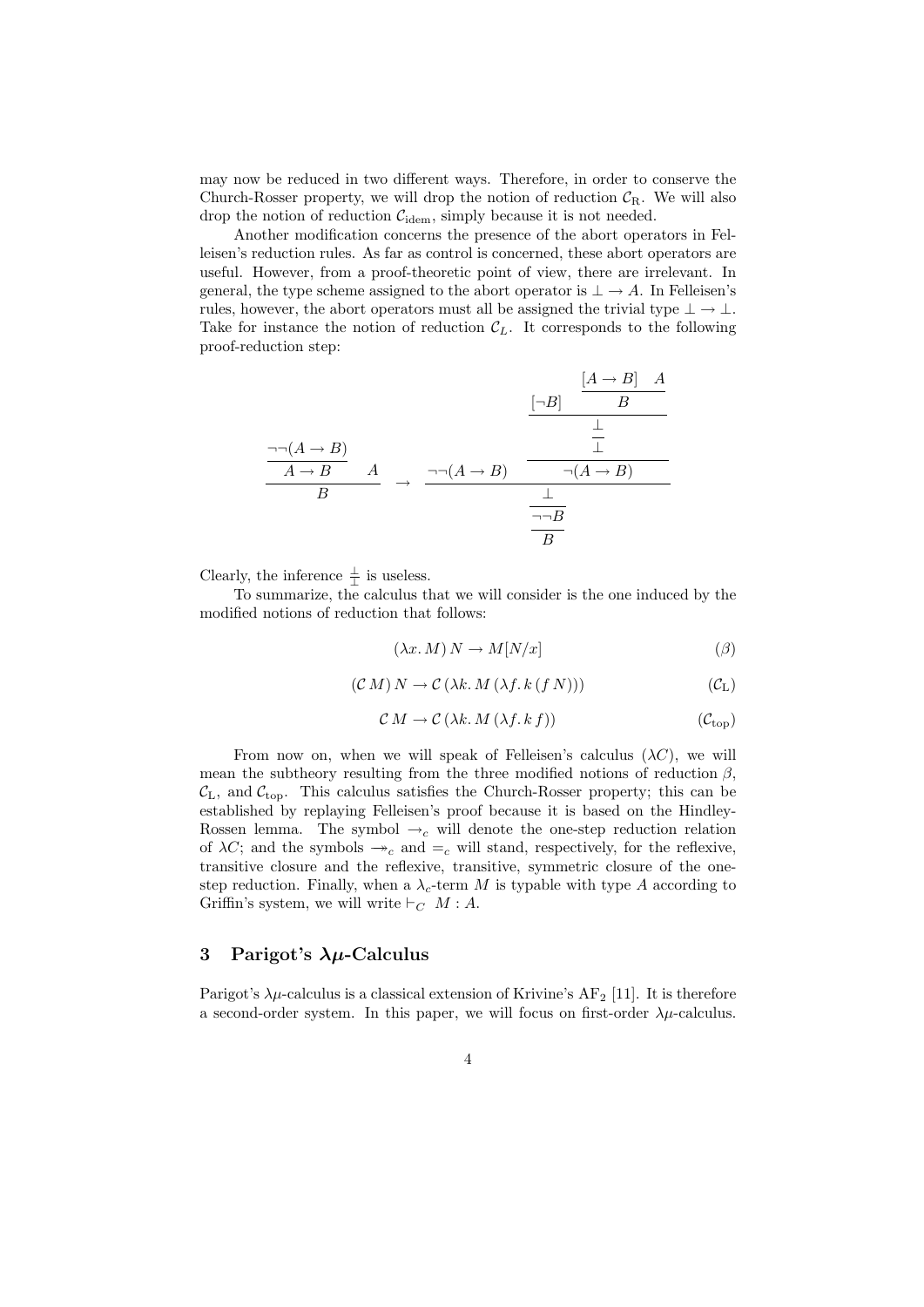may now be reduced in two different ways. Therefore, in order to conserve the Church-Rosser property, we will drop the notion of reduction $\mathcal{C}_{\mathrm{R}}$. We will also drop the notion of reduction $\mathcal{C}_{\mathrm{idem}}$, simply because it is not needed.

Another modification concerns the presence of the abort operators in Felleisen's reduction rules. As far as control is concerned, these abort operators are useful. However, from a proof-theoretic point of view, there are irrelevant. In general, the type scheme assigned to the abort operator is $\bot \to A$. In Felleisen's rules, however, the abort operators must all be assigned the trivial type $\bot \to \bot$. Take for instance the notion of reduction $\mathcal{C}_L$. It corresponds to the following proof-reduction step:

$$
\dfrac{\dfrac{\neg\neg(A \to B)}{A \to B} \quad A}{B}
\quad \to \quad
\dfrac{\dfrac{\dfrac{\neg\neg(A \to B) \qquad \dfrac{\dfrac{\dfrac{[\neg B] \qquad \dfrac{[A \to B] \quad A}{B}}{\bot}}{\bot}}{\neg(A \to B)}}{\bot}}{\neg\neg B}}{B}
$$

Clearly, the inference $\frac{\bot}{\bot}$ is useless.

To summarize, the calculus that we will consider is the one induced by the modified notions of reduction that follows:

$$(\lambda x.\, M)\, N \to M[N/x] \tag{$\beta$}$$

$$(\mathcal{C}\, M)\, N \to \mathcal{C}\, (\lambda k.\, M\, (\lambda f.\, k\, (f\, N))) \tag{$\mathcal{C}_{\mathrm{L}}$}$$

$$\mathcal{C}\, M \to \mathcal{C}\, (\lambda k.\, M\, (\lambda f.\, k\, f)) \tag{$\mathcal{C}_{\mathrm{top}}$}$$

From now on, when we will speak of Felleisen's calculus ($\lambda C$), we will mean the subtheory resulting from the three modified notions of reduction $\beta$, $\mathcal{C}_{\mathrm{L}}$, and $\mathcal{C}_{\mathrm{top}}$. This calculus satisfies the Church-Rosser property; this can be established by replaying Felleisen's proof because it is based on the Hindley-Rossen lemma. The symbol $\to_c$ will denote the one-step reduction relation of $\lambda C$; and the symbols $\twoheadrightarrow_c$ and $=_c$ will stand, respectively, for the reflexive, transitive closure and the reflexive, transitive, symmetric closure of the one-step reduction. Finally, when a $\lambda_c$-term $M$ is typable with type $A$ according to Griffin's system, we will write $\vdash_C \; M : A$.

## 3 Parigot's $\lambda\mu$-Calculus

Parigot's $\lambda\mu$-calculus is a classical extension of Krivine's $\mathrm{AF}_2$ [11]. It is therefore a second-order system. In this paper, we will focus on first-order $\lambda\mu$-calculus.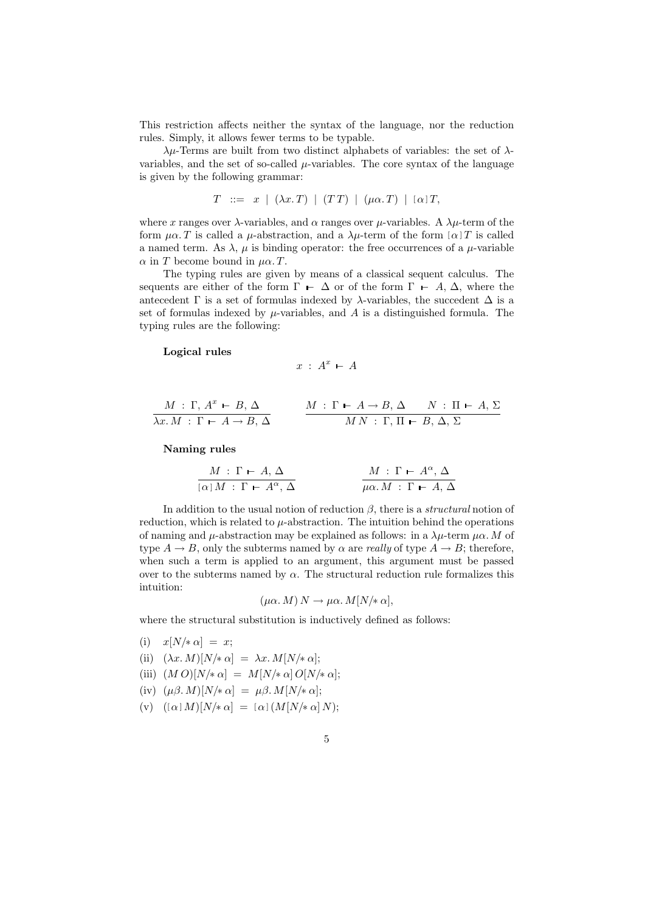This restriction affects neither the syntax of the language, nor the reduction rules. Simply, it allows fewer terms to be typable.

$\lambda\mu$-Terms are built from two distinct alphabets of variables: the set of $\lambda$-variables, and the set of so-called $\mu$-variables. The core syntax of the language is given by the following grammar:

$$T \ ::= \ x \ | \ (\lambda x. T) \ | \ (T\,T) \ | \ (\mu\alpha. T) \ | \ [\alpha]\,T,$$

where $x$ ranges over $\lambda$-variables, and $\alpha$ ranges over $\mu$-variables. A $\lambda\mu$-term of the form $\mu\alpha. T$ is called a $\mu$-abstraction, and a $\lambda\mu$-term of the form $[\alpha]\,T$ is called a named term. As $\lambda$, $\mu$ is binding operator: the free occurrences of a $\mu$-variable $\alpha$ in $T$ become bound in $\mu\alpha. T$.

The typing rules are given by means of a classical sequent calculus. The sequents are either of the form $\Gamma \vdash \Delta$ or of the form $\Gamma \vdash A, \Delta$, where the antecedent $\Gamma$ is a set of formulas indexed by $\lambda$-variables, the succedent $\Delta$ is a set of formulas indexed by $\mu$-variables, and $A$ is a distinguished formula. The typing rules are the following:

**Logical rules**

$$x \,:\, A^x \vdash A$$

$$\frac{M \,:\, \Gamma,\, A^x \vdash B,\, \Delta}{\lambda x. M \,:\, \Gamma \vdash A \rightarrow B,\, \Delta} \qquad \frac{M \,:\, \Gamma \vdash A \rightarrow B,\, \Delta \qquad N \,:\, \Pi \vdash A,\, \Sigma}{M\,N \,:\, \Gamma,\, \Pi \vdash B,\, \Delta,\, \Sigma}$$

**Naming rules**

$$\frac{M \,:\, \Gamma \vdash A,\, \Delta}{[\alpha]\,M \,:\, \Gamma \vdash A^\alpha,\, \Delta} \qquad \frac{M \,:\, \Gamma \vdash A^\alpha,\, \Delta}{\mu\alpha. M \,:\, \Gamma \vdash A,\, \Delta}$$

In addition to the usual notion of reduction $\beta$, there is a *structural* notion of reduction, which is related to $\mu$-abstraction. The intuition behind the operations of naming and $\mu$-abstraction may be explained as follows: in a $\lambda\mu$-term $\mu\alpha. M$ of type $A \rightarrow B$, only the subterms named by $\alpha$ are *really* of type $A \rightarrow B$; therefore, when such a term is applied to an argument, this argument must be passed over to the subterms named by $\alpha$. The structural reduction rule formalizes this intuition:

$$(\mu\alpha. M)\,N \rightarrow \mu\alpha. M[N/\!*\,\alpha],$$

where the structural substitution is inductively defined as follows:

(i) $x[N/\!*\,\alpha] \ = \ x$;

(ii) $(\lambda x. M)[N/\!*\,\alpha] \ = \ \lambda x. M[N/\!*\,\alpha]$;

(iii) $(M\,O)[N/\!*\,\alpha] \ = \ M[N/\!*\,\alpha]\,O[N/\!*\,\alpha]$;

(iv) $(\mu\beta. M)[N/\!*\,\alpha] \ = \ \mu\beta. M[N/\!*\,\alpha]$;

(v) $([\alpha]\,M)[N/\!*\,\alpha] \ = \ [\alpha]\,(M[N/\!*\,\alpha]\,N)$;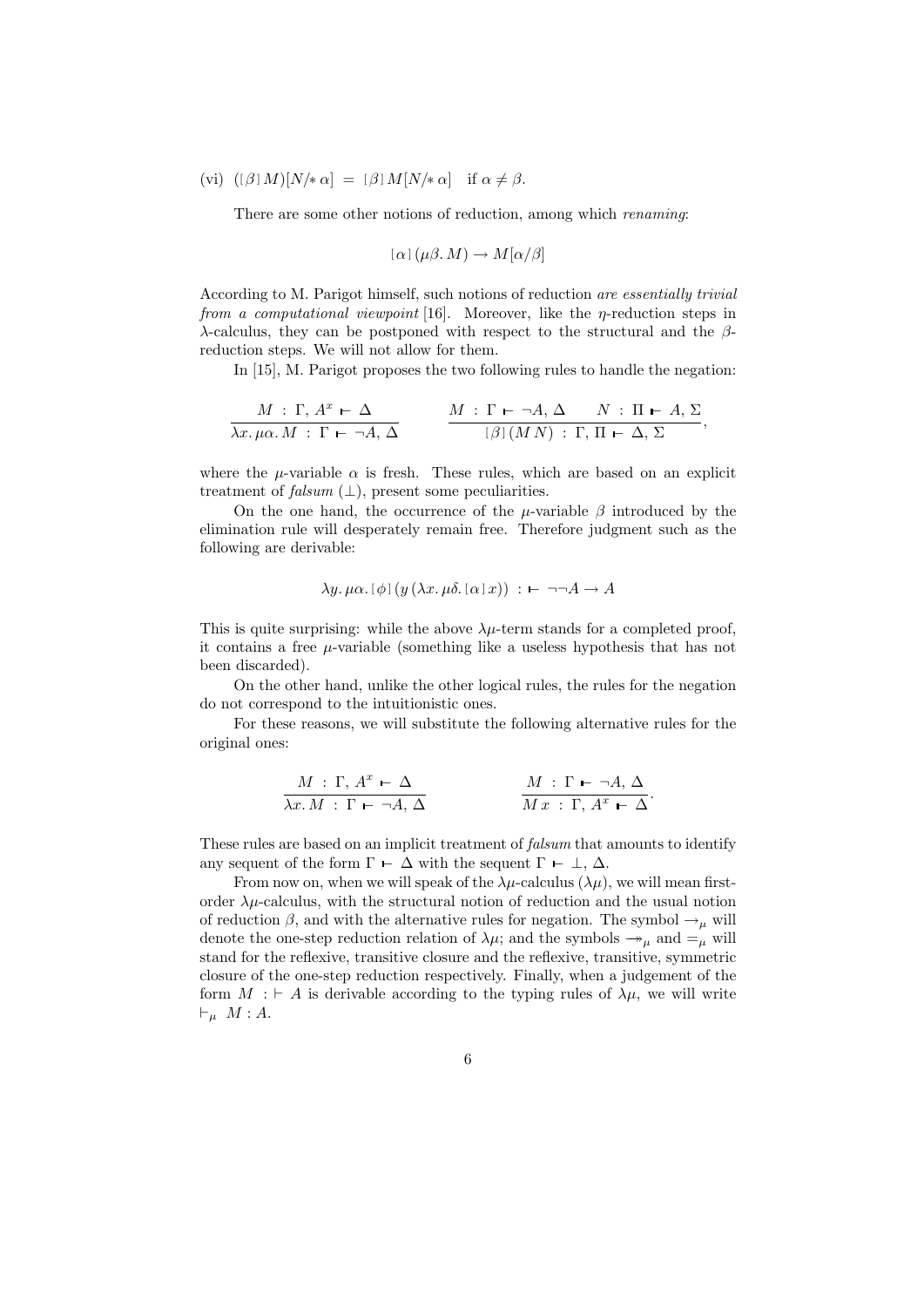(vi) $([\beta]\,M)[N/\!*\,\alpha] \;=\; [\beta]\,M[N/\!*\,\alpha]$ if $\alpha \neq \beta$.

There are some other notions of reduction, among which *renaming*:

$$[\alpha]\,(\mu\beta.\,M) \to M[\alpha/\beta]$$

According to M. Parigot himself, such notions of reduction *are essentially trivial from a computational viewpoint* [16]. Moreover, like the $\eta$-reduction steps in $\lambda$-calculus, they can be postponed with respect to the structural and the $\beta$-reduction steps. We will not allow for them.

In [15], M. Parigot proposes the two following rules to handle the negation:

$$\frac{M \;:\; \Gamma,\, A^x \vdash \Delta}{\lambda x.\, \mu\alpha.\, M \;:\; \Gamma \vdash \neg A,\, \Delta} \qquad \frac{M \;:\; \Gamma \vdash \neg A,\, \Delta \qquad N \;:\; \Pi \vdash A,\, \Sigma}{[\beta]\,(M\,N) \;:\; \Gamma,\, \Pi \vdash \Delta,\, \Sigma},$$

where the $\mu$-variable $\alpha$ is fresh. These rules, which are based on an explicit treatment of *falsum* ($\bot$), present some peculiarities.

On the one hand, the occurrence of the $\mu$-variable $\beta$ introduced by the elimination rule will desperately remain free. Therefore judgment such as the following are derivable:

$$\lambda y.\, \mu\alpha.\, [\phi]\,(y\,(\lambda x.\, \mu\delta.\, [\alpha]\,x)) \;:\, \vdash \neg\neg A \to A$$

This is quite surprising: while the above $\lambda\mu$-term stands for a completed proof, it contains a free $\mu$-variable (something like a useless hypothesis that has not been discarded).

On the other hand, unlike the other logical rules, the rules for the negation do not correspond to the intuitionistic ones.

For these reasons, we will substitute the following alternative rules for the original ones:

$$\frac{M \;:\; \Gamma,\, A^x \vdash \Delta}{\lambda x.\, M \;:\; \Gamma \vdash \neg A,\, \Delta} \qquad \frac{M \;:\; \Gamma \vdash \neg A,\, \Delta}{M\,x \;:\; \Gamma,\, A^x \vdash \Delta}.$$

These rules are based on an implicit treatment of *falsum* that amounts to identify any sequent of the form $\Gamma \vdash \Delta$ with the sequent $\Gamma \vdash \bot,\, \Delta$.

From now on, when we will speak of the $\lambda\mu$-calculus ($\lambda\mu$), we will mean first-order $\lambda\mu$-calculus, with the structural notion of reduction and the usual notion of reduction $\beta$, and with the alternative rules for negation. The symbol $\to_\mu$ will denote the one-step reduction relation of $\lambda\mu$; and the symbols $\twoheadrightarrow_\mu$ and $=_\mu$ will stand for the reflexive, transitive closure and the reflexive, transitive, symmetric closure of the one-step reduction respectively. Finally, when a judgement of the form $M \;:\vdash A$ is derivable according to the typing rules of $\lambda\mu$, we will write $\vdash_\mu M : A$.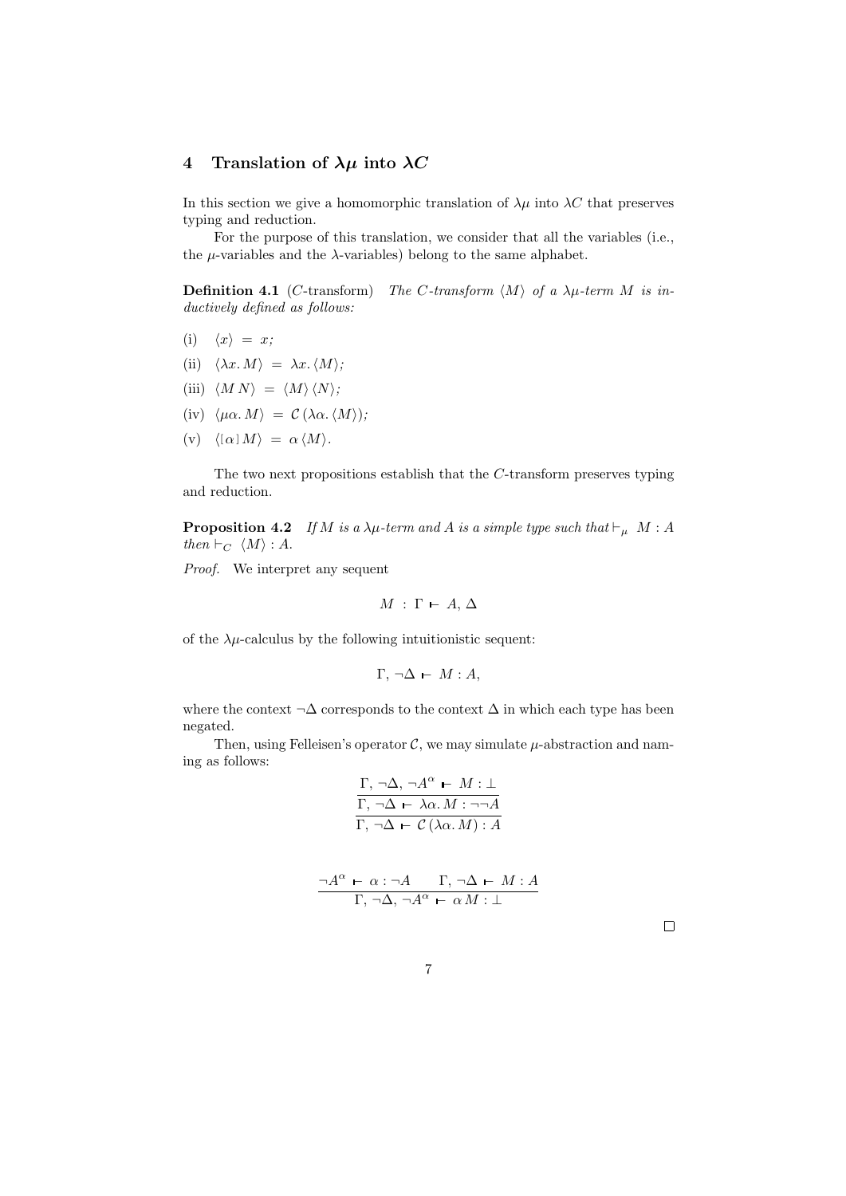## 4 Translation of $\lambda\mu$ into $\lambda C$

In this section we give a homomorphic translation of $\lambda\mu$ into $\lambda C$ that preserves typing and reduction.

For the purpose of this translation, we consider that all the variables (i.e., the $\mu$-variables and the $\lambda$-variables) belong to the same alphabet.

**Definition 4.1** ($C$-transform) *The $C$-transform $\langle M \rangle$ of a $\lambda\mu$-term $M$ is inductively defined as follows:*

(i) $\langle x \rangle \;=\; x$;

(ii) $\langle \lambda x.\, M \rangle \;=\; \lambda x.\, \langle M \rangle$;

(iii) $\langle M\, N \rangle \;=\; \langle M \rangle\, \langle N \rangle$;

(iv) $\langle \mu\alpha.\, M \rangle \;=\; \mathcal{C}\,(\lambda\alpha.\, \langle M \rangle)$;

(v) $\langle [\alpha]\, M \rangle \;=\; \alpha\, \langle M \rangle$.

The two next propositions establish that the $C$-transform preserves typing and reduction.

**Proposition 4.2** *If $M$ is a $\lambda\mu$-term and $A$ is a simple type such that $\vdash_\mu\; M : A$ then $\vdash_C\; \langle M \rangle : A$.*

*Proof.* We interpret any sequent

$$M \;:\; \Gamma \vdash A,\, \Delta$$

of the $\lambda\mu$-calculus by the following intuitionistic sequent:

$$\Gamma,\, \neg\Delta \vdash M : A,$$

where the context $\neg\Delta$ corresponds to the context $\Delta$ in which each type has been negated.

Then, using Felleisen's operator $\mathcal{C}$, we may simulate $\mu$-abstraction and naming as follows:

$$\cfrac{\cfrac{\Gamma,\, \neg\Delta,\, \neg A^\alpha \vdash M : \bot}{\Gamma,\, \neg\Delta \vdash \lambda\alpha.\, M : \neg\neg A}}{\Gamma,\, \neg\Delta \vdash \mathcal{C}\,(\lambda\alpha.\, M) : A}$$

$$\frac{\neg A^\alpha \vdash \alpha : \neg A \qquad \Gamma,\, \neg\Delta \vdash M : A}{\Gamma,\, \neg\Delta,\, \neg A^\alpha \vdash \alpha\, M : \bot}$$

□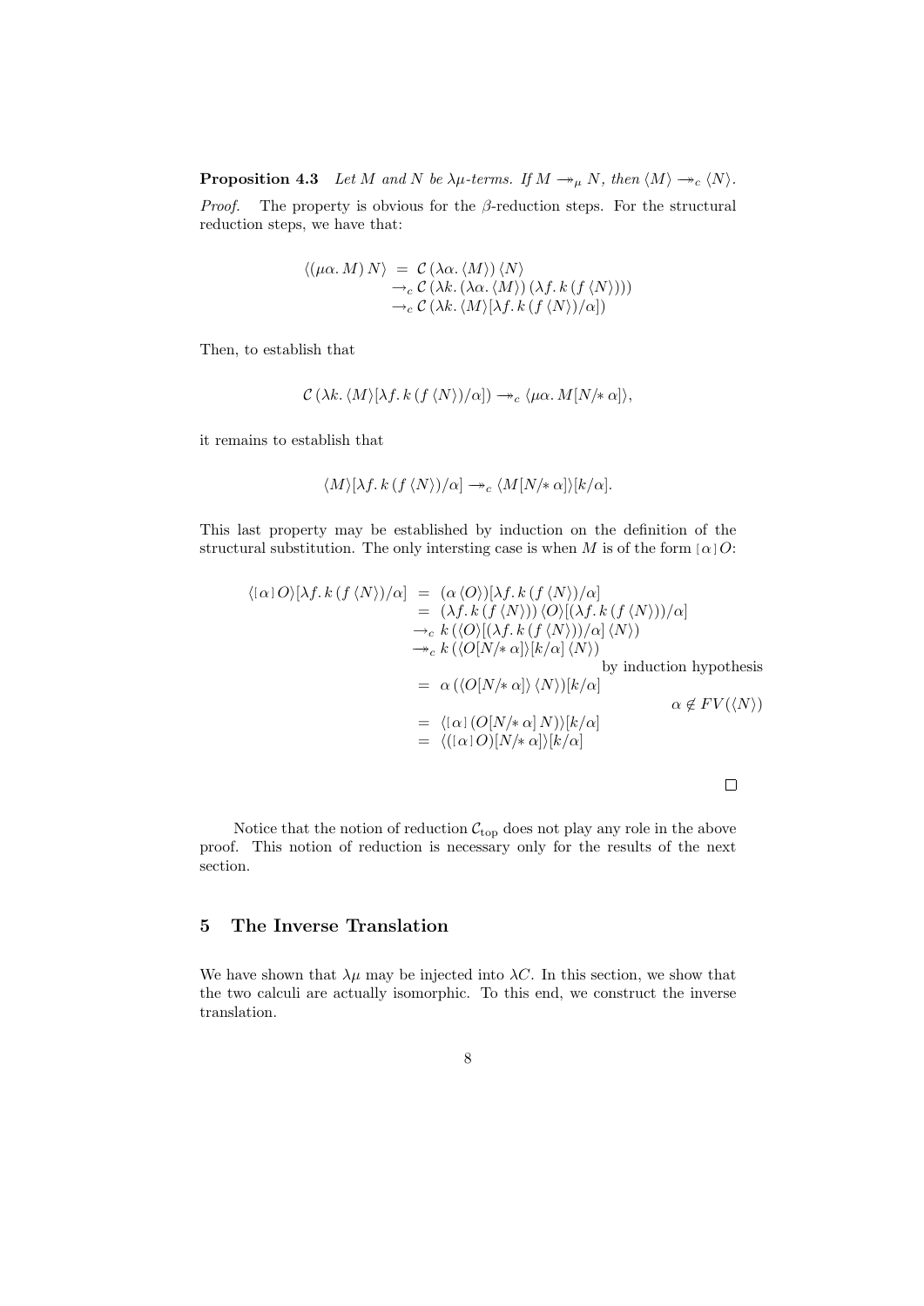**Proposition 4.3** *Let $M$ and $N$ be $\lambda\mu$-terms. If $M \twoheadrightarrow_\mu N$, then $\langle M\rangle \twoheadrightarrow_c \langle N\rangle$.*

*Proof.* The property is obvious for the $\beta$-reduction steps. For the structural reduction steps, we have that:

$$\begin{array}{rcl}
\langle(\mu\alpha.\, M)\, N\rangle & = & \mathcal{C}\,(\lambda\alpha.\,\langle M\rangle)\,\langle N\rangle \\
& \rightarrow_c & \mathcal{C}\,(\lambda k.\,(\lambda\alpha.\,\langle M\rangle)\,(\lambda f.\,k\,(f\,\langle N\rangle))) \\
& \rightarrow_c & \mathcal{C}\,(\lambda k.\,\langle M\rangle[\lambda f.\,k\,(f\,\langle N\rangle)/\alpha])
\end{array}$$

Then, to establish that

$$\mathcal{C}\,(\lambda k.\,\langle M\rangle[\lambda f.\,k\,(f\,\langle N\rangle)/\alpha]) \twoheadrightarrow_c \langle \mu\alpha.\, M[N/\!*\,\alpha]\rangle,$$

it remains to establish that

$$\langle M\rangle[\lambda f.\,k\,(f\,\langle N\rangle)/\alpha] \twoheadrightarrow_c \langle M[N/\!*\,\alpha]\rangle[k/\alpha].$$

This last property may be established by induction on the definition of the structural substitution. The only intersting case is when $M$ is of the form $[\alpha]\,O$:

$$\begin{array}{rcll}
\langle[\alpha]\,O\rangle[\lambda f.\,k\,(f\,\langle N\rangle)/\alpha] & = & (\alpha\,\langle O\rangle)[\lambda f.\,k\,(f\,\langle N\rangle)/\alpha] & \\
& = & (\lambda f.\,k\,(f\,\langle N\rangle))\,\langle O\rangle[(\lambda f.\,k\,(f\,\langle N\rangle))/\alpha] & \\
& \rightarrow_c & k\,(\langle O\rangle[(\lambda f.\,k\,(f\,\langle N\rangle))/\alpha]\,\langle N\rangle) & \\
& \twoheadrightarrow_c & k\,(\langle O[N/\!*\,\alpha]\rangle[k/\alpha]\,\langle N\rangle) & \text{by induction hypothesis} \\
& = & \alpha\,(\langle O[N/\!*\,\alpha]\rangle\,\langle N\rangle)[k/\alpha] & \alpha \notin FV(\langle N\rangle) \\
& = & \langle[\alpha]\,(O[N/\!*\,\alpha]\,N)\rangle[k/\alpha] & \\
& = & \langle([\alpha]\,O)[N/\!*\,\alpha]\rangle[k/\alpha] &
\end{array}$$

□

Notice that the notion of reduction $\mathcal{C}_{\text{top}}$ does not play any role in the above proof. This notion of reduction is necessary only for the results of the next section.

## 5 The Inverse Translation

We have shown that $\lambda\mu$ may be injected into $\lambda C$. In this section, we show that the two calculi are actually isomorphic. To this end, we construct the inverse translation.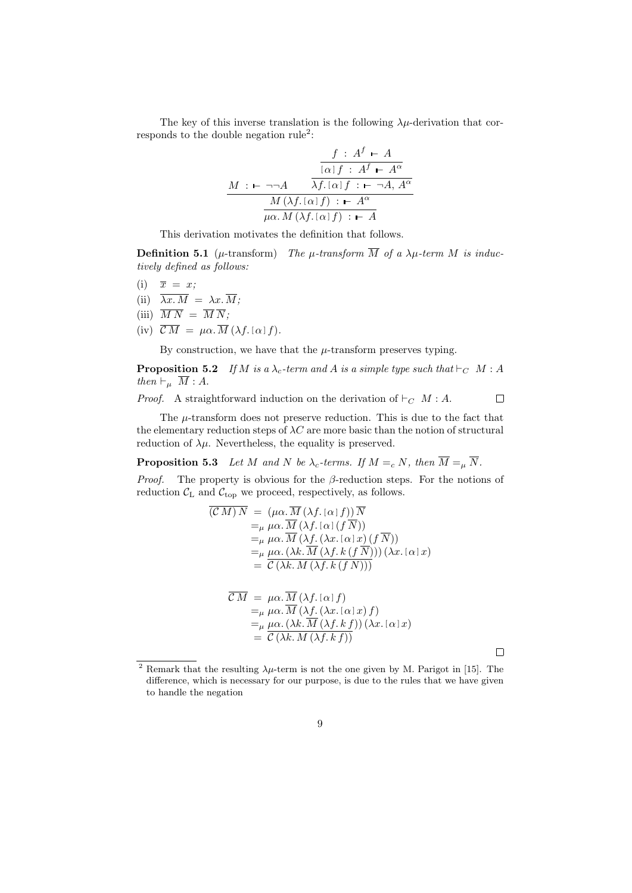The key of this inverse translation is the following $\lambda\mu$-derivation that corresponds to the double negation rule[2]:

$$
\dfrac{M \,:\, \vdash \neg\neg A \qquad \dfrac{\dfrac{f \,:\, A^f \vdash A}{[\alpha]\, f \,:\, A^f \vdash A^\alpha}}{\lambda f.\, [\alpha]\, f \,:\, \vdash \neg A,\, A^\alpha}}{\dfrac{M\,(\lambda f.\, [\alpha]\, f) \,:\, \vdash A^\alpha}{\mu\alpha.\, M\,(\lambda f.\, [\alpha]\, f) \,:\, \vdash A}}
$$

This derivation motivates the definition that follows.

**Definition 5.1** ($\mu$-transform) *The $\mu$-transform $\overline{M}$ of a $\lambda\mu$-term $M$ is inductively defined as follows:*

(i) $\overline{x} \,=\, x;$

(ii) $\overline{\lambda x.\, M} \,=\, \lambda x.\, \overline{M};$

(iii) $\overline{M\, N} \,=\, \overline{M}\, \overline{N};$

(iv) $\overline{\mathcal{C}\, M} \,=\, \mu\alpha.\, \overline{M}\,(\lambda f.\, [\alpha]\, f).$

By construction, we have that the $\mu$-transform preserves typing.

**Proposition 5.2** *If $M$ is a $\lambda_c$-term and $A$ is a simple type such that $\vdash_C \; M : A$ then $\vdash_\mu \; \overline{M} : A$.*

*Proof.* A straightforward induction on the derivation of $\vdash_C \; M : A$. □

The $\mu$-transform does not preserve reduction. This is due to the fact that the elementary reduction steps of $\lambda C$ are more basic than the notion of structural reduction of $\lambda\mu$. Nevertheless, the equality is preserved.

**Proposition 5.3** *Let $M$ and $N$ be $\lambda_c$-terms. If $M =_c N$, then $\overline{M} =_\mu \overline{N}$.*

*Proof.* The property is obvious for the $\beta$-reduction steps. For the notions of reduction $\mathcal{C}_{\mathrm{L}}$ and $\mathcal{C}_{\mathrm{top}}$ we proceed, respectively, as follows.

$$
\begin{aligned}
\overline{(\mathcal{C}\, M)\, N} \;&=\; (\mu\alpha.\, \overline{M}\,(\lambda f.\, [\alpha]\, f))\, \overline{N} \\
&=_\mu \; \mu\alpha.\, \overline{M}\,(\lambda f.\, [\alpha]\,(f\, \overline{N})) \\
&=_\mu \; \mu\alpha.\, \overline{M}\,(\lambda f.\, (\lambda x.\, [\alpha]\, x)\,(f\, \overline{N})) \\
&=_\mu \; \mu\alpha.\, (\lambda k.\, \overline{M}\,(\lambda f.\, k\,(f\, \overline{N})))\,(\lambda x.\, [\alpha]\, x) \\
&= \; \overline{\mathcal{C}\,(\lambda k.\, M\,(\lambda f.\, k\,(f\, N)))}
\end{aligned}
$$

$$
\begin{aligned}
\overline{\mathcal{C}\, M} \;&=\; \mu\alpha.\, \overline{M}\,(\lambda f.\, [\alpha]\, f) \\
&=_\mu \; \mu\alpha.\, \overline{M}\,(\lambda f.\, (\lambda x.\, [\alpha]\, x)\, f) \\
&=_\mu \; \mu\alpha.\, (\lambda k.\, \overline{M}\,(\lambda f.\, k\, f))\,(\lambda x.\, [\alpha]\, x) \\
&= \; \overline{\mathcal{C}\,(\lambda k.\, M\,(\lambda f.\, k\, f))}
\end{aligned}
$$

□

[2] Remark that the resulting $\lambda\mu$-term is not the one given by M. Parigot in [15]. The difference, which is necessary for our purpose, is due to the rules that we have given to handle the negation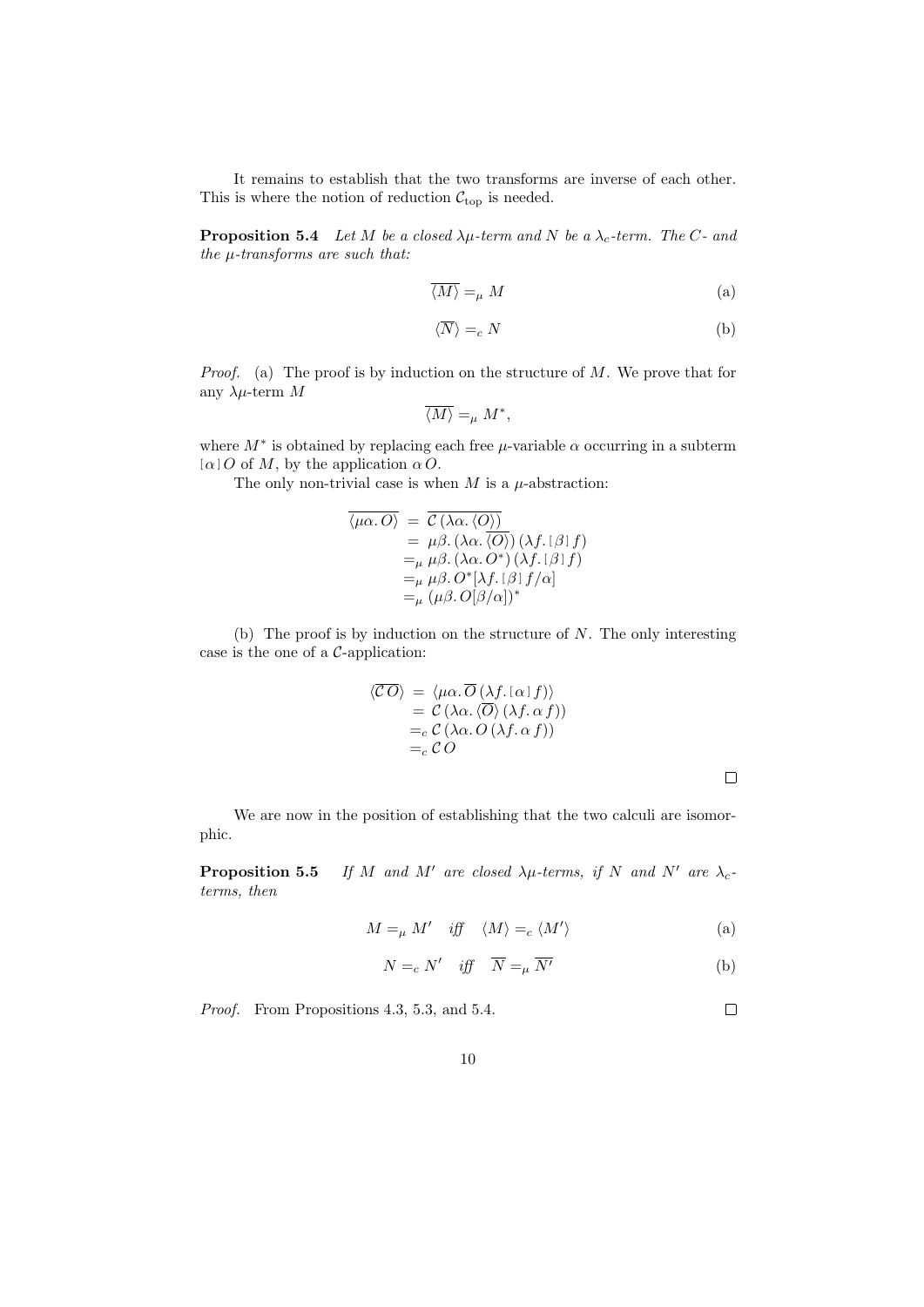It remains to establish that the two transforms are inverse of each other. This is where the notion of reduction $\mathcal{C}_{\text{top}}$ is needed.

**Proposition 5.4** *Let $M$ be a closed $\lambda\mu$-term and $N$ be a $\lambda_c$-term. The $C$- and the $\mu$-transforms are such that:*

$$\overline{\langle M \rangle} =_\mu M \tag{a}$$

$$\langle \overline{N} \rangle =_c N \tag{b}$$

*Proof.* (a) The proof is by induction on the structure of $M$. We prove that for any $\lambda\mu$-term $M$

$$\overline{\langle M \rangle} =_\mu M^*,$$

where $M^*$ is obtained by replacing each free $\mu$-variable $\alpha$ occurring in a subterm $[\alpha]\, O$ of $M$, by the application $\alpha\, O$.

The only non-trivial case is when $M$ is a $\mu$-abstraction:

$$\begin{aligned}
\overline{\langle \mu\alpha.\, O \rangle} &= \overline{\mathcal{C}\,(\lambda\alpha.\, \langle O \rangle)} \\
&= \mu\beta.\, (\lambda\alpha.\, \overline{\langle O \rangle})\,(\lambda f.\, [\beta]\, f) \\
&=_\mu \mu\beta.\, (\lambda\alpha.\, O^*)\,(\lambda f.\, [\beta]\, f) \\
&=_\mu \mu\beta.\, O^*[\lambda f.\, [\beta]\, f/\alpha] \\
&=_\mu (\mu\beta.\, O[\beta/\alpha])^*
\end{aligned}$$

(b) The proof is by induction on the structure of $N$. The only interesting case is the one of a $\mathcal{C}$-application:

$$\begin{aligned}
\langle \overline{\mathcal{C}\, O} \rangle &= \langle \mu\alpha.\, \overline{O}\,(\lambda f.\, [\alpha]\, f) \rangle \\
&= \mathcal{C}\,(\lambda\alpha.\, \langle \overline{O} \rangle\,(\lambda f.\, \alpha\, f)) \\
&=_c \mathcal{C}\,(\lambda\alpha.\, O\,(\lambda f.\, \alpha\, f)) \\
&=_c \mathcal{C}\, O
\end{aligned}$$

□

We are now in the position of establishing that the two calculi are isomorphic.

**Proposition 5.5** *If $M$ and $M'$ are closed $\lambda\mu$-terms, if $N$ and $N'$ are $\lambda_c$-terms, then*

$$M =_\mu M' \quad \textit{iff} \quad \langle M \rangle =_c \langle M' \rangle \tag{a}$$

$$N =_c N' \quad \textit{iff} \quad \overline{N} =_\mu \overline{N'} \tag{b}$$

*Proof.* From Propositions 4.3, 5.3, and 5.4. □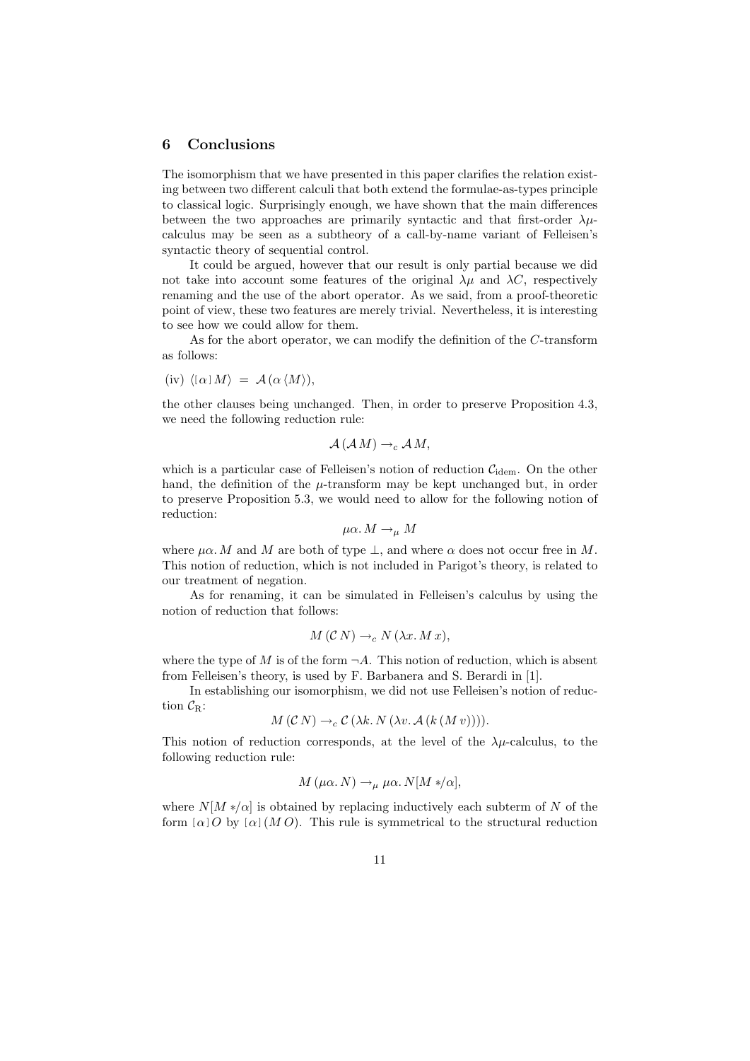## 6 Conclusions

The isomorphism that we have presented in this paper clarifies the relation existing between two different calculi that both extend the formulae-as-types principle to classical logic. Surprisingly enough, we have shown that the main differences between the two approaches are primarily syntactic and that first-order $\lambda\mu$-calculus may be seen as a subtheory of a call-by-name variant of Felleisen's syntactic theory of sequential control.

It could be argued, however that our result is only partial because we did not take into account some features of the original $\lambda\mu$ and $\lambda C$, respectively renaming and the use of the abort operator. As we said, from a proof-theoretic point of view, these two features are merely trivial. Nevertheless, it is interesting to see how we could allow for them.

As for the abort operator, we can modify the definition of the $C$-transform as follows:

(iv) $\langle [\alpha] M \rangle \;=\; \mathcal{A}\,(\alpha\,\langle M \rangle)$,

the other clauses being unchanged. Then, in order to preserve Proposition 4.3, we need the following reduction rule:

$$\mathcal{A}\,(\mathcal{A}\,M) \rightarrow_c \mathcal{A}\,M,$$

which is a particular case of Felleisen's notion of reduction $\mathcal{C}_{\mathrm{idem}}$. On the other hand, the definition of the $\mu$-transform may be kept unchanged but, in order to preserve Proposition 5.3, we would need to allow for the following notion of reduction:

$$\mu\alpha.\, M \rightarrow_\mu M$$

where $\mu\alpha.\, M$ and $M$ are both of type $\perp$, and where $\alpha$ does not occur free in $M$. This notion of reduction, which is not included in Parigot's theory, is related to our treatment of negation.

As for renaming, it can be simulated in Felleisen's calculus by using the notion of reduction that follows:

$$M\,(\mathcal{C}\,N) \rightarrow_c N\,(\lambda x.\, M\,x),$$

where the type of $M$ is of the form $\neg A$. This notion of reduction, which is absent from Felleisen's theory, is used by F. Barbanera and S. Berardi in [1].

In establishing our isomorphism, we did not use Felleisen's notion of reduction $\mathcal{C}_{\mathrm{R}}$:

$$M\,(\mathcal{C}\,N) \rightarrow_c \mathcal{C}\,(\lambda k.\, N\,(\lambda v.\, \mathcal{A}\,(k\,(M\,v)))).$$

This notion of reduction corresponds, at the level of the $\lambda\mu$-calculus, to the following reduction rule:

$$M\,(\mu\alpha.\, N) \rightarrow_\mu \mu\alpha.\, N[M *\!/\alpha],$$

where $N[M *\!/\alpha]$ is obtained by replacing inductively each subterm of $N$ of the form $[\alpha]\,O$ by $[\alpha]\,(M\,O)$. This rule is symmetrical to the structural reduction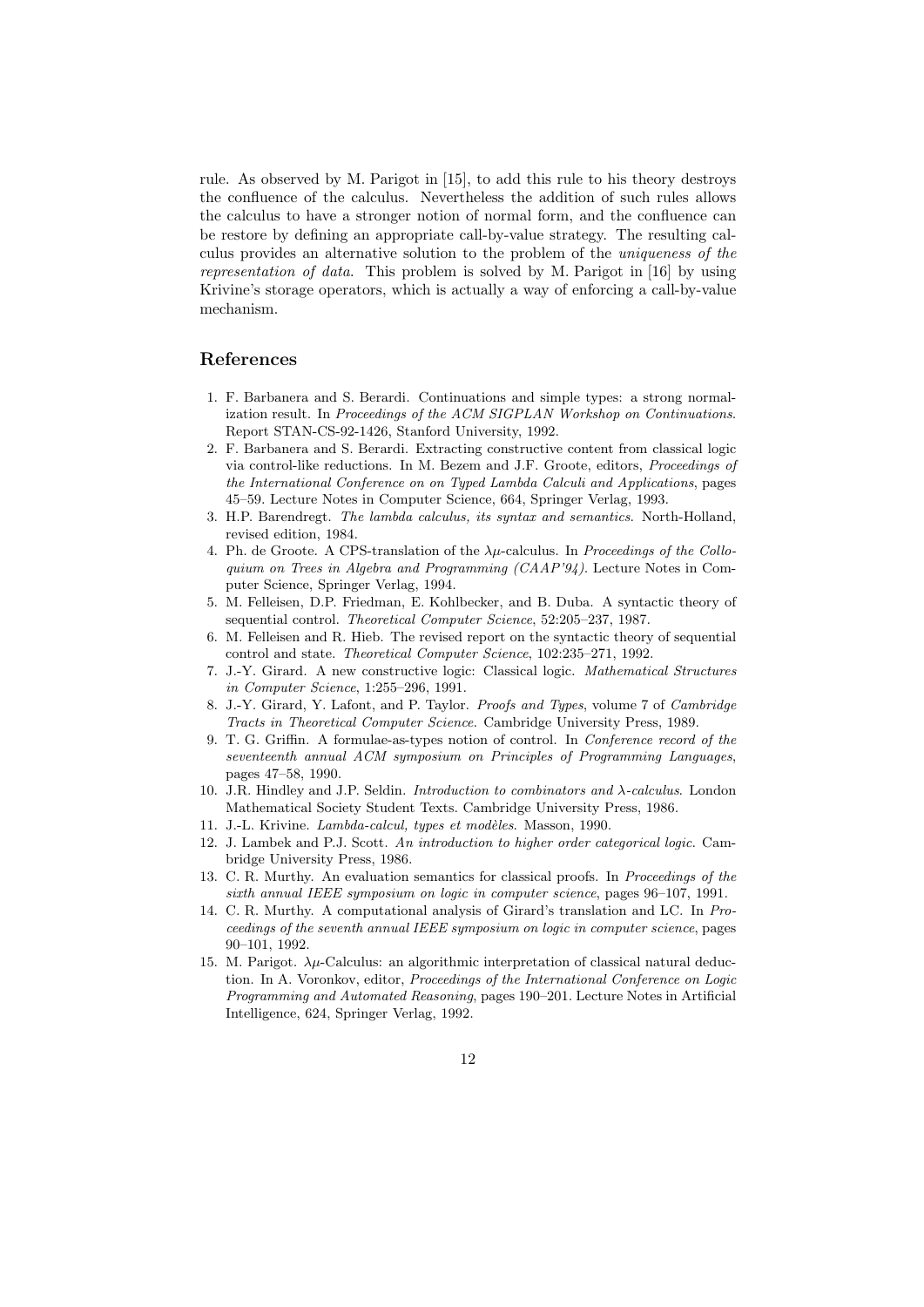rule. As observed by M. Parigot in [15], to add this rule to his theory destroys the confluence of the calculus. Nevertheless the addition of such rules allows the calculus to have a stronger notion of normal form, and the confluence can be restore by defining an appropriate call-by-value strategy. The resulting calculus provides an alternative solution to the problem of the *uniqueness of the representation of data*. This problem is solved by M. Parigot in [16] by using Krivine's storage operators, which is actually a way of enforcing a call-by-value mechanism.

## References

1. F. Barbanera and S. Berardi. Continuations and simple types: a strong normalization result. In *Proceedings of the ACM SIGPLAN Workshop on Continuations*. Report STAN-CS-92-1426, Stanford University, 1992.
2. F. Barbanera and S. Berardi. Extracting constructive content from classical logic via control-like reductions. In M. Bezem and J.F. Groote, editors, *Proceedings of the International Conference on on Typed Lambda Calculi and Applications*, pages 45–59. Lecture Notes in Computer Science, 664, Springer Verlag, 1993.
3. H.P. Barendregt. *The lambda calculus, its syntax and semantics*. North-Holland, revised edition, 1984.
4. Ph. de Groote. A CPS-translation of the $\lambda\mu$-calculus. In *Proceedings of the Colloquium on Trees in Algebra and Programming (CAAP'94)*. Lecture Notes in Computer Science, Springer Verlag, 1994.
5. M. Felleisen, D.P. Friedman, E. Kohlbecker, and B. Duba. A syntactic theory of sequential control. *Theoretical Computer Science*, 52:205–237, 1987.
6. M. Felleisen and R. Hieb. The revised report on the syntactic theory of sequential control and state. *Theoretical Computer Science*, 102:235–271, 1992.
7. J.-Y. Girard. A new constructive logic: Classical logic. *Mathematical Structures in Computer Science*, 1:255–296, 1991.
8. J.-Y. Girard, Y. Lafont, and P. Taylor. *Proofs and Types*, volume 7 of *Cambridge Tracts in Theoretical Computer Science*. Cambridge University Press, 1989.
9. T. G. Griffin. A formulae-as-types notion of control. In *Conference record of the seventeenth annual ACM symposium on Principles of Programming Languages*, pages 47–58, 1990.
10. J.R. Hindley and J.P. Seldin. *Introduction to combinators and $\lambda$-calculus*. London Mathematical Society Student Texts. Cambridge University Press, 1986.
11. J.-L. Krivine. *Lambda-calcul, types et modèles*. Masson, 1990.
12. J. Lambek and P.J. Scott. *An introduction to higher order categorical logic*. Cambridge University Press, 1986.
13. C. R. Murthy. An evaluation semantics for classical proofs. In *Proceedings of the sixth annual IEEE symposium on logic in computer science*, pages 96–107, 1991.
14. C. R. Murthy. A computational analysis of Girard's translation and LC. In *Proceedings of the seventh annual IEEE symposium on logic in computer science*, pages 90–101, 1992.
15. M. Parigot. $\lambda\mu$-Calculus: an algorithmic interpretation of classical natural deduction. In A. Voronkov, editor, *Proceedings of the International Conference on Logic Programming and Automated Reasoning*, pages 190–201. Lecture Notes in Artificial Intelligence, 624, Springer Verlag, 1992.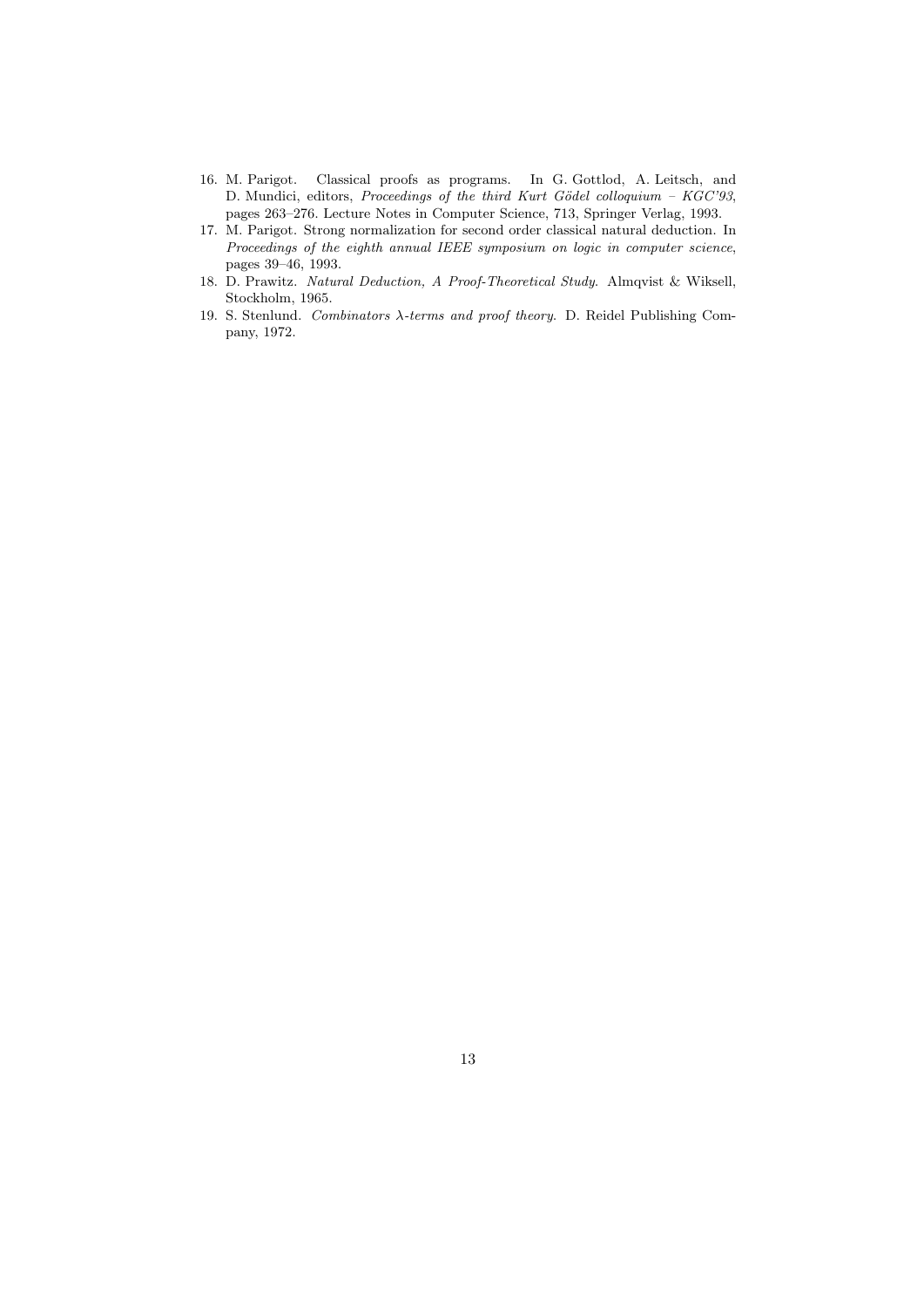16. M. Parigot. Classical proofs as programs. In G. Gottlod, A. Leitsch, and D. Mundici, editors, *Proceedings of the third Kurt Gödel colloquium – KGC'93*, pages 263–276. Lecture Notes in Computer Science, 713, Springer Verlag, 1993.
17. M. Parigot. Strong normalization for second order classical natural deduction. In *Proceedings of the eighth annual IEEE symposium on logic in computer science*, pages 39–46, 1993.
18. D. Prawitz. *Natural Deduction, A Proof-Theoretical Study*. Almqvist & Wiksell, Stockholm, 1965.
19. S. Stenlund. *Combinators $\lambda$-terms and proof theory*. D. Reidel Publishing Company, 1972.